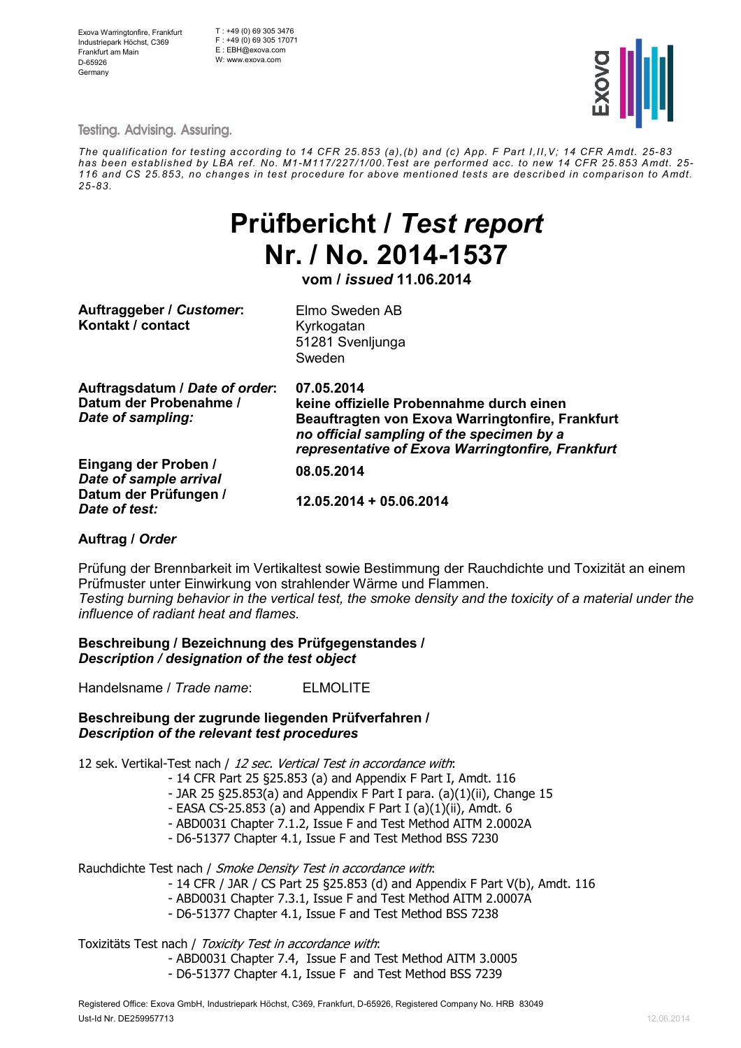Exova Warringtonfire, Frankfurt
Industriepark Höchst, C369
Frankfurt am Main
D-65926
Germany

T : +49 (0) 69 305 3476
F : +49 (0) 69 305 17071
E : EBH@exova.com
W: www.exova.com

Testing. Advising. Assuring.

*The qualification for testing according to 14 CFR 25.853 (a),(b) and (c) App. F Part I,II,V; 14 CFR Amdt. 25-83 has been established by LBA ref. No. M1-M117/227/1/00.Test are performed acc. to new 14 CFR 25.853 Amdt. 25-116 and CS 25.853, no changes in test procedure for above mentioned tests are described in comparison to Amdt. 25-83.*

# Prüfbericht / *Test report*
# Nr. / N*o*. 2014-1537

**vom / *issued* 11.06.2014**

| | |
|---|---|
| **Auftraggeber / *Customer*:** **Kontakt / contact** | Elmo Sweden AB<br>Kyrkogatan<br>51281 Svenljunga<br>Sweden |
| **Auftragsdatum / *Date of order*:** | **07.05.2014** |
| **Datum der Probenahme / *Date of sampling:*** | **keine offizielle Probennahme durch einen Beauftragten von Exova Warringtonfire, Frankfurt** ***no official sampling of the specimen by a representative of Exova Warringtonfire, Frankfurt*** |
| **Eingang der Proben / *Date of sample arrival*** | **08.05.2014** |
| **Datum der Prüfungen / *Date of test:*** | **12.05.2014 + 05.06.2014** |

**Auftrag / *Order***

Prüfung der Brennbarkeit im Vertikaltest sowie Bestimmung der Rauchdichte und Toxizität an einem Prüfmuster unter Einwirkung von strahlender Wärme und Flammen.
*Testing burning behavior in the vertical test, the smoke density and the toxicity of a material under the influence of radiant heat and flames.*

**Beschreibung / Bezeichnung des Prüfgegenstandes /**
***Description / designation of the test object***

Handelsname / *Trade name*: ELMOLITE

**Beschreibung der zugrunde liegenden Prüfverfahren /**
***Description of the relevant test procedures***

12 sek. Vertikal-Test nach / *12 sec. Vertical Test in accordance with*:
- 14 CFR Part 25 §25.853 (a) and Appendix F Part I, Amdt. 116
- JAR 25 §25.853(a) and Appendix F Part I para. (a)(1)(ii), Change 15
- EASA CS-25.853 (a) and Appendix F Part I (a)(1)(ii), Amdt. 6
- ABD0031 Chapter 7.1.2, Issue F and Test Method AITM 2.0002A
- D6-51377 Chapter 4.1, Issue F and Test Method BSS 7230

Rauchdichte Test nach / *Smoke Density Test in accordance with*:
- 14 CFR / JAR / CS Part 25 §25.853 (d) and Appendix F Part V(b), Amdt. 116
- ABD0031 Chapter 7.3.1, Issue F and Test Method AITM 2.0007A
- D6-51377 Chapter 4.1, Issue F and Test Method BSS 7238

Toxizitäts Test nach / *Toxicity Test in accordance with*:
- ABD0031 Chapter 7.4, Issue F and Test Method AITM 3.0005
- D6-51377 Chapter 4.1, Issue F and Test Method BSS 7239

Registered Office: Exova GmbH, Industriepark Höchst, C369, Frankfurt, D-65926, Registered Company No. HRB 83049
Ust-Id Nr. DE259957713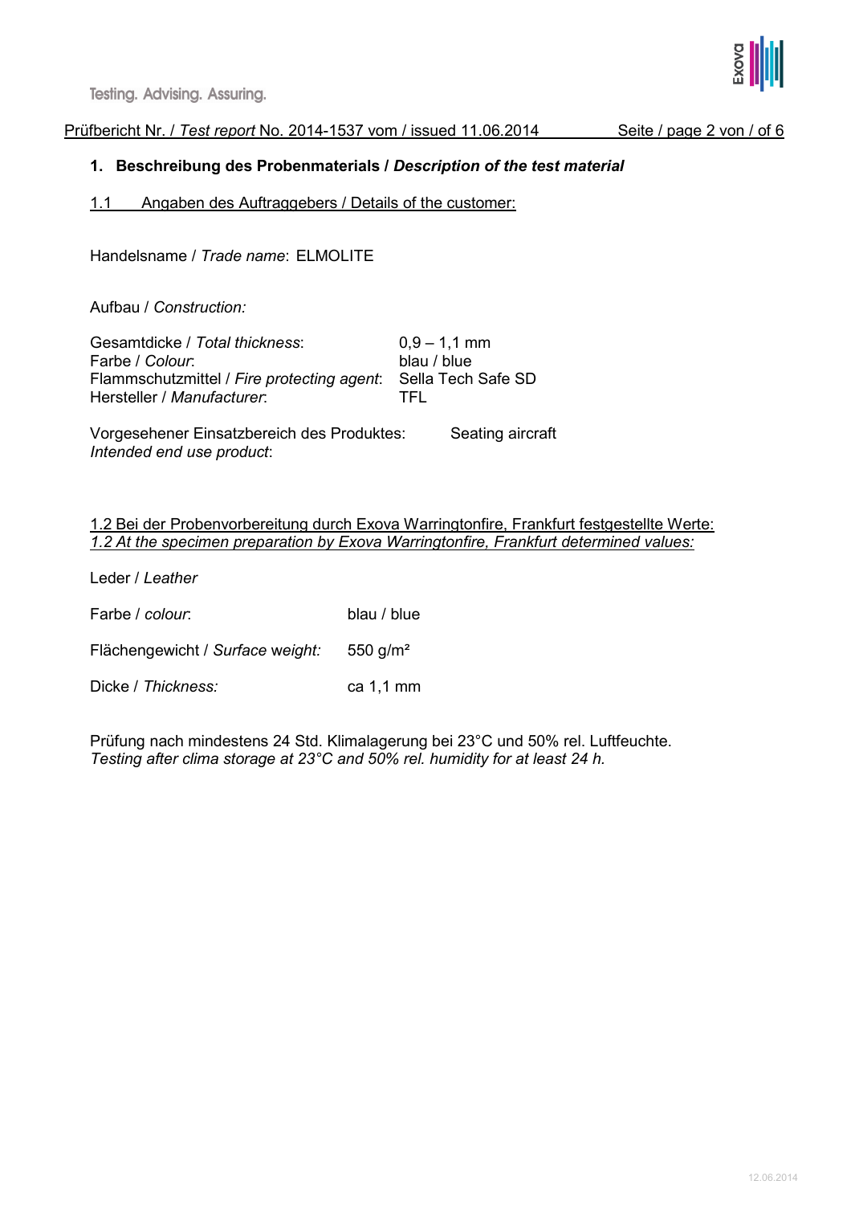## 1. Beschreibung des Probenmaterials / *Description of the test material*

### 1.1 Angaben des Auftraggebers / Details of the customer:

Handelsname / *Trade name*: ELMOLITE

Aufbau / *Construction:*

| | |
|---|---|
| Gesamtdicke / *Total thickness*: | 0,9 – 1,1 mm |
| Farbe / *Colour*: | blau / blue |
| Flammschutzmittel / *Fire protecting agent*: | Sella Tech Safe SD |
| Hersteller / *Manufacturer*: | TFL |

Vorgesehener Einsatzbereich des Produktes: Seating aircraft
*Intended end use product*:

### 1.2 Bei der Probenvorbereitung durch Exova Warringtonfire, Frankfurt festgestellte Werte:
### *1.2 At the specimen preparation by Exova Warringtonfire, Frankfurt determined values:*

Leder / *Leather*

| | |
|---|---|
| Farbe / *colour*: | blau / blue |
| Flächengewicht / *Surface weight:* | 550 g/m² |
| Dicke / *Thickness:* | ca 1,1 mm |

Prüfung nach mindestens 24 Std. Klimalagerung bei 23°C und 50% rel. Luftfeuchte.
*Testing after clima storage at 23°C and 50% rel. humidity for at least 24 h.*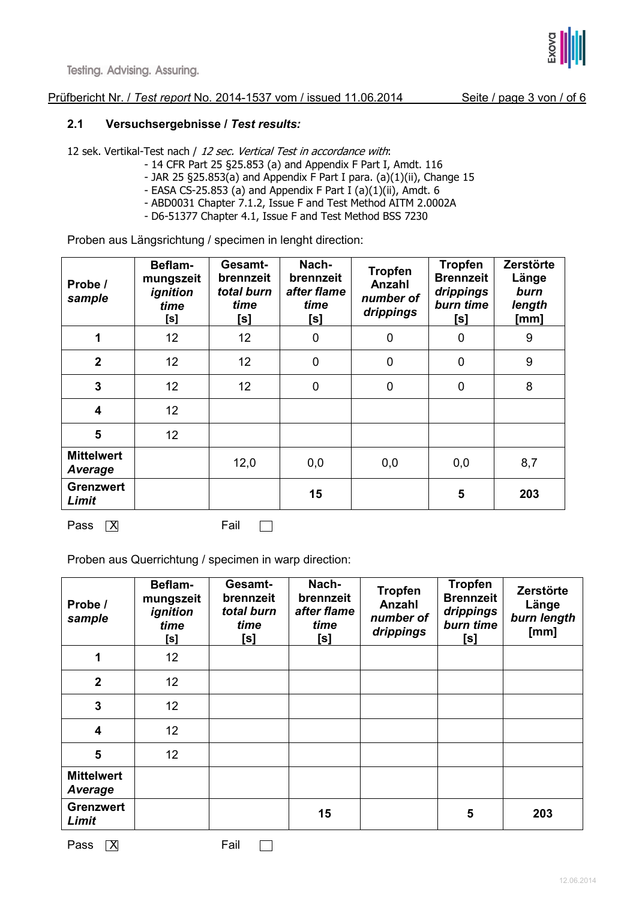Prüfbericht Nr. / *Test report* No. 2014-1537 vom / issued 11.06.2014

### 2.1 Versuchsergebnisse / *Test results:*

12 sek. Vertikal-Test nach / *12 sec. Vertical Test in accordance with*:

- 14 CFR Part 25 §25.853 (a) and Appendix F Part I, Amdt. 116
- JAR 25 §25.853(a) and Appendix F Part I para. (a)(1)(ii), Change 15
- EASA CS-25.853 (a) and Appendix F Part I (a)(1)(ii), Amdt. 6
- ABD0031 Chapter 7.1.2, Issue F and Test Method AITM 2.0002A
- D6-51377 Chapter 4.1, Issue F and Test Method BSS 7230

Proben aus Längsrichtung / specimen in lenght direction:

| **Probe / *sample*** | **Beflam-mungszeit *ignition time* [s]** | **Gesamt-brennzeit *total burn time* [s]** | **Nach-brennzeit *after flame time* [s]** | **Tropfen Anzahl *number of drippings*** | **Tropfen Brennzeit *drippings burn time* [s]** | **Zerstörte Länge *burn length* [mm]** |
|---|---|---|---|---|---|---|
| **1** | 12 | 12 | 0 | 0 | 0 | 9 |
| **2** | 12 | 12 | 0 | 0 | 0 | 9 |
| **3** | 12 | 12 | 0 | 0 | 0 | 8 |
| **4** | 12 | | | | | |
| **5** | 12 | | | | | |
| **Mittelwert *Average*** | | 12,0 | 0,0 | 0,0 | 0,0 | 8,7 |
| **Grenzwert *Limit*** | | | **15** | | **5** | **203** |

Pass [X] Fail [ ]

Proben aus Querrichtung / specimen in warp direction:

| **Probe / *sample*** | **Beflam-mungszeit *ignition time* [s]** | **Gesamt-brennzeit *total burn time* [s]** | **Nach-brennzeit *after flame time* [s]** | **Tropfen Anzahl *number of drippings*** | **Tropfen Brennzeit *drippings burn time* [s]** | **Zerstörte Länge *burn length* [mm]** |
|---|---|---|---|---|---|---|
| **1** | 12 | | | | | |
| **2** | 12 | | | | | |
| **3** | 12 | | | | | |
| **4** | 12 | | | | | |
| **5** | 12 | | | | | |
| **Mittelwert *Average*** | | | | | | |
| **Grenzwert *Limit*** | | | **15** | | **5** | **203** |

Pass [X] Fail [ ]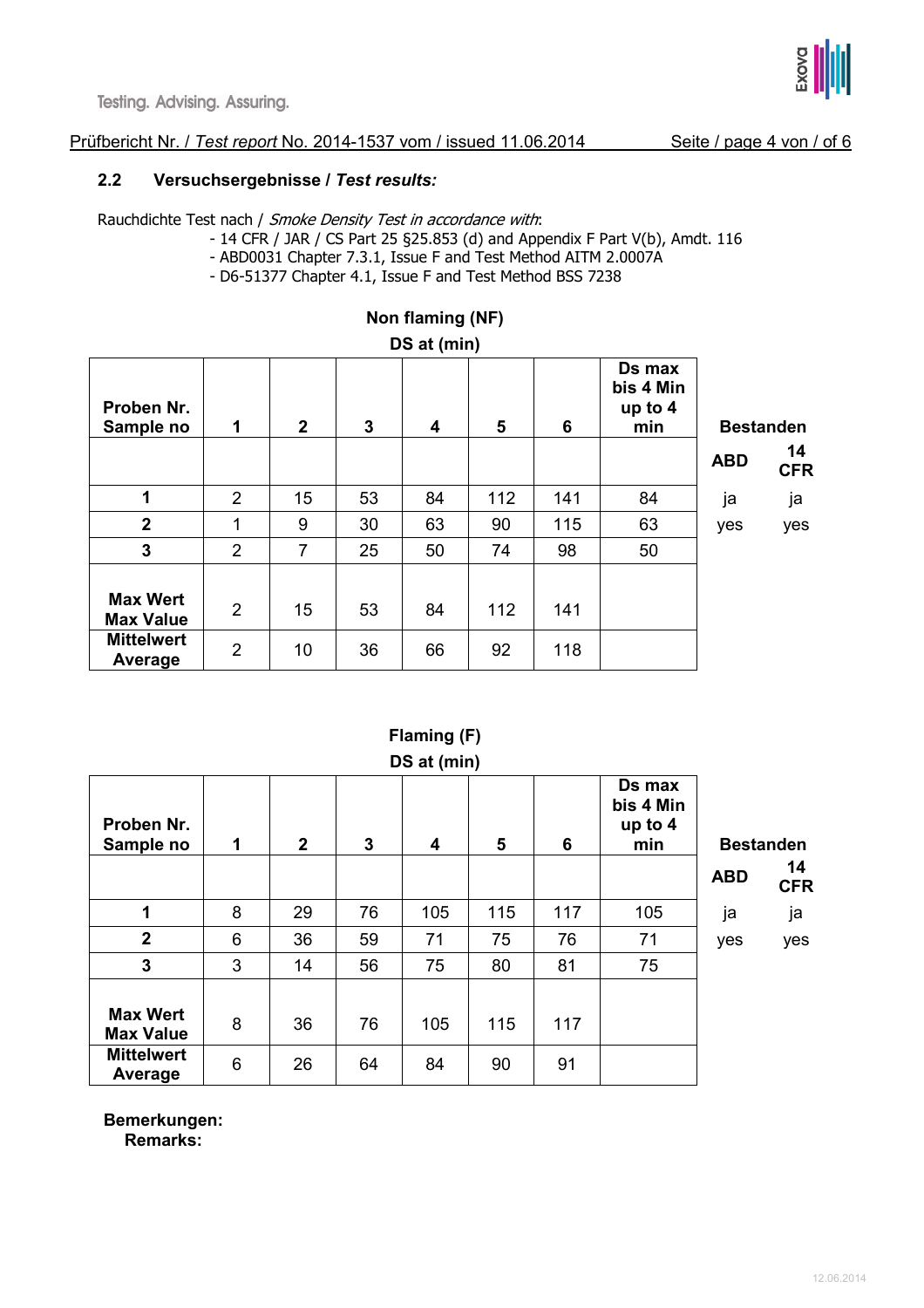### 2.2 Versuchsergebnisse / *Test results:*

Rauchdichte Test nach / *Smoke Density Test in accordance with*:

- 14 CFR / JAR / CS Part 25 §25.853 (d) and Appendix F Part V(b), Amdt. 116
- ABD0031 Chapter 7.3.1, Issue F and Test Method AITM 2.0007A
- D6-51377 Chapter 4.1, Issue F and Test Method BSS 7238

**Non flaming (NF)**

**DS at (min)**

| Proben Nr. Sample no | 1 | 2 | 3 | 4 | 5 | 6 | Ds max bis 4 Min up to 4 min | Bestanden ABD | Bestanden 14 CFR |
|---|---|---|---|---|---|---|---|---|---|
| 1 | 2 | 15 | 53 | 84 | 112 | 141 | 84 | ja | ja |
| 2 | 1 | 9 | 30 | 63 | 90 | 115 | 63 | yes | yes |
| 3 | 2 | 7 | 25 | 50 | 74 | 98 | 50 | | |
| Max Wert Max Value | 2 | 15 | 53 | 84 | 112 | 141 | | | |
| Mittelwert Average | 2 | 10 | 36 | 66 | 92 | 118 | | | |

**Flaming (F)**

**DS at (min)**

| Proben Nr. Sample no | 1 | 2 | 3 | 4 | 5 | 6 | Ds max bis 4 Min up to 4 min | Bestanden ABD | Bestanden 14 CFR |
|---|---|---|---|---|---|---|---|---|---|
| 1 | 8 | 29 | 76 | 105 | 115 | 117 | 105 | ja | ja |
| 2 | 6 | 36 | 59 | 71 | 75 | 76 | 71 | yes | yes |
| 3 | 3 | 14 | 56 | 75 | 80 | 81 | 75 | | |
| Max Wert Max Value | 8 | 36 | 76 | 105 | 115 | 117 | | | |
| Mittelwert Average | 6 | 26 | 64 | 84 | 90 | 91 | | | |

**Bemerkungen:**
**Remarks:**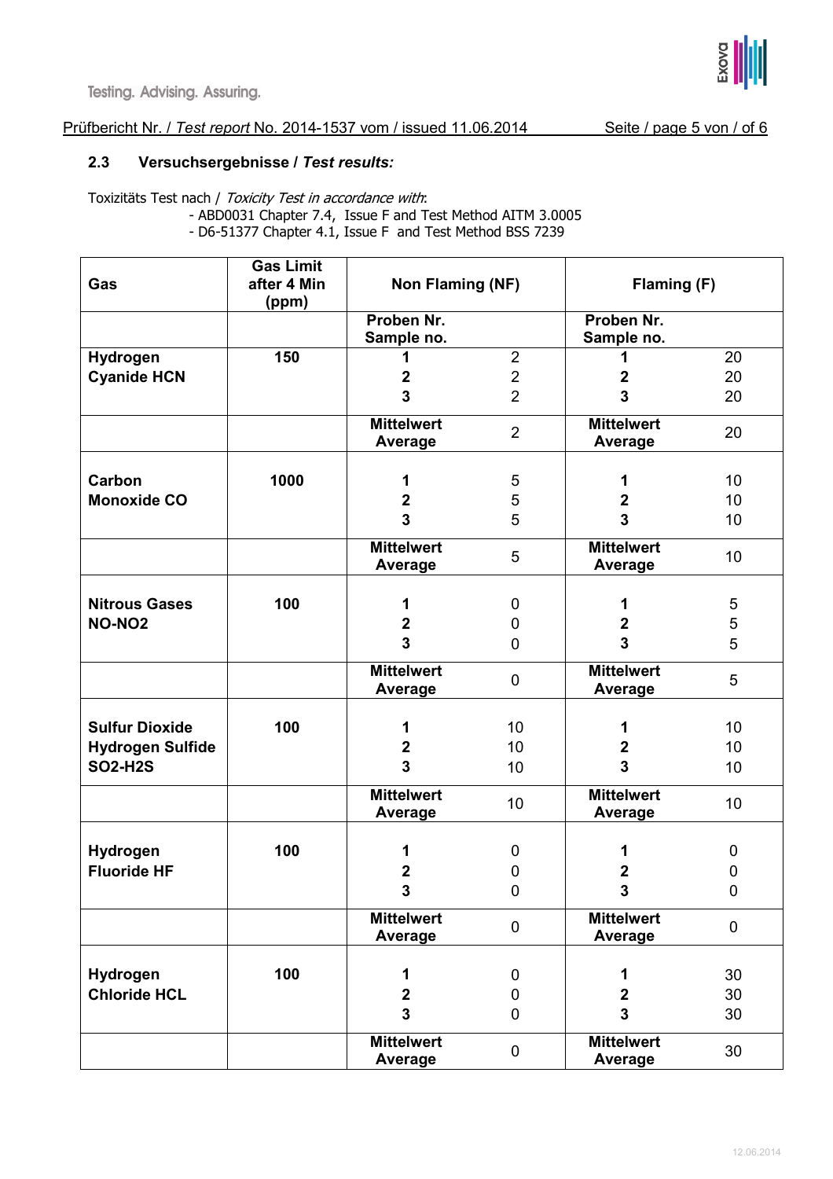## 2.3 Versuchsergebnisse / *Test results:*

Toxizitäts Test nach / *Toxicity Test in accordance with*:

- ABD0031 Chapter 7.4, Issue F and Test Method AITM 3.0005
- D6-51377 Chapter 4.1, Issue F and Test Method BSS 7239

| Gas | Gas Limit after 4 Min (ppm) | Non Flaming (NF) | | Flaming (F) | |
|---|---|---|---|---|---|
| | | Proben Nr. Sample no. | | Proben Nr. Sample no. | |
| Hydrogen Cyanide HCN | 150 | 1<br>2<br>3 | 2<br>2<br>2 | 1<br>2<br>3 | 20<br>20<br>20 |
| | | Mittelwert Average | 2 | Mittelwert Average | 20 |
| Carbon Monoxide CO | 1000 | 1<br>2<br>3 | 5<br>5<br>5 | 1<br>2<br>3 | 10<br>10<br>10 |
| | | Mittelwert Average | 5 | Mittelwert Average | 10 |
| Nitrous Gases NO-NO2 | 100 | 1<br>2<br>3 | 0<br>0<br>0 | 1<br>2<br>3 | 5<br>5<br>5 |
| | | Mittelwert Average | 0 | Mittelwert Average | 5 |
| Sulfur Dioxide Hydrogen Sulfide SO2-H2S | 100 | 1<br>2<br>3 | 10<br>10<br>10 | 1<br>2<br>3 | 10<br>10<br>10 |
| | | Mittelwert Average | 10 | Mittelwert Average | 10 |
| Hydrogen Fluoride HF | 100 | 1<br>2<br>3 | 0<br>0<br>0 | 1<br>2<br>3 | 0<br>0<br>0 |
| | | Mittelwert Average | 0 | Mittelwert Average | 0 |
| Hydrogen Chloride HCL | 100 | 1<br>2<br>3 | 0<br>0<br>0 | 1<br>2<br>3 | 30<br>30<br>30 |
| | | Mittelwert Average | 0 | Mittelwert Average | 30 |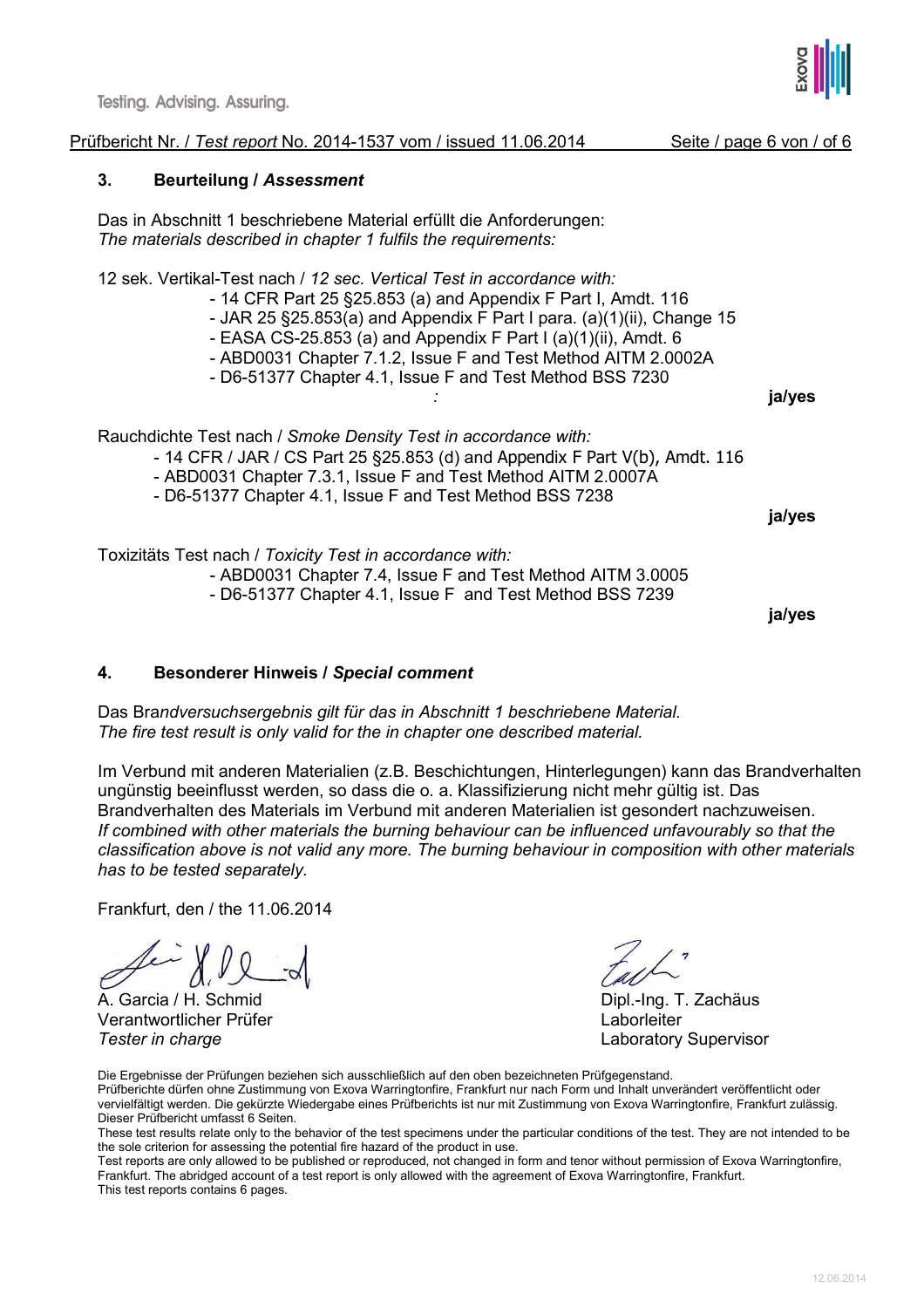## 3. Beurteilung / *Assessment*

Das in Abschnitt 1 beschriebene Material erfüllt die Anforderungen:
*The materials described in chapter 1 fulfils the requirements:*

12 sek. Vertikal-Test nach / *12 sec. Vertical Test in accordance with:*

- 14 CFR Part 25 §25.853 (a) and Appendix F Part I, Amdt. 116
- JAR 25 §25.853(a) and Appendix F Part I para. (a)(1)(ii), Change 15
- EASA CS-25.853 (a) and Appendix F Part I (a)(1)(ii), Amdt. 6
- ABD0031 Chapter 7.1.2, Issue F and Test Method AITM 2.0002A
- D6-51377 Chapter 4.1, Issue F and Test Method BSS 7230

:

**ja/yes**

Rauchdichte Test nach / *Smoke Density Test in accordance with:*

- 14 CFR / JAR / CS Part 25 §25.853 (d) and Appendix F Part V(b), Amdt. 116
- ABD0031 Chapter 7.3.1, Issue F and Test Method AITM 2.0007A
- D6-51377 Chapter 4.1, Issue F and Test Method BSS 7238

**ja/yes**

Toxizitäts Test nach / *Toxicity Test in accordance with:*

- ABD0031 Chapter 7.4, Issue F and Test Method AITM 3.0005
- D6-51377 Chapter 4.1, Issue F and Test Method BSS 7239

**ja/yes**

## 4. Besonderer Hinweis / *Special comment*

*Das Brandversuchsergebnis gilt für das in Abschnitt 1 beschriebene Material.*
*The fire test result is only valid for the in chapter one described material.*

Im Verbund mit anderen Materialien (z.B. Beschichtungen, Hinterlegungen) kann das Brandverhalten ungünstig beeinflusst werden, so dass die o. a. Klassifizierung nicht mehr gültig ist. Das Brandverhalten des Materials im Verbund mit anderen Materialien ist gesondert nachzuweisen.
*If combined with other materials the burning behaviour can be influenced unfavourably so that the classification above is not valid any more. The burning behaviour in composition with other materials has to be tested separately.*

Frankfurt, den / the 11.06.2014

A. Garcia / H. Schmid
Verantwortlicher Prüfer
*Tester in charge*

Dipl.-Ing. T. Zachäus
Laborleiter
Laboratory Supervisor

Die Ergebnisse der Prüfungen beziehen sich ausschließlich auf den oben bezeichneten Prüfgegenstand.
Prüfberichte dürfen ohne Zustimmung von Exova Warringtonfire, Frankfurt nur nach Form und Inhalt unverändert veröffentlicht oder vervielfältigt werden. Die gekürzte Wiedergabe eines Prüfberichts ist nur mit Zustimmung von Exova Warringtonfire, Frankfurt zulässig.
Dieser Prüfbericht umfasst 6 Seiten.
These test results relate only to the behavior of the test specimens under the particular conditions of the test. They are not intended to be the sole criterion for assessing the potential fire hazard of the product in use.
Test reports are only allowed to be published or reproduced, not changed in form and tenor without permission of Exova Warringtonfire, Frankfurt. The abridged account of a test report is only allowed with the agreement of Exova Warringtonfire, Frankfurt.
This test reports contains 6 pages.